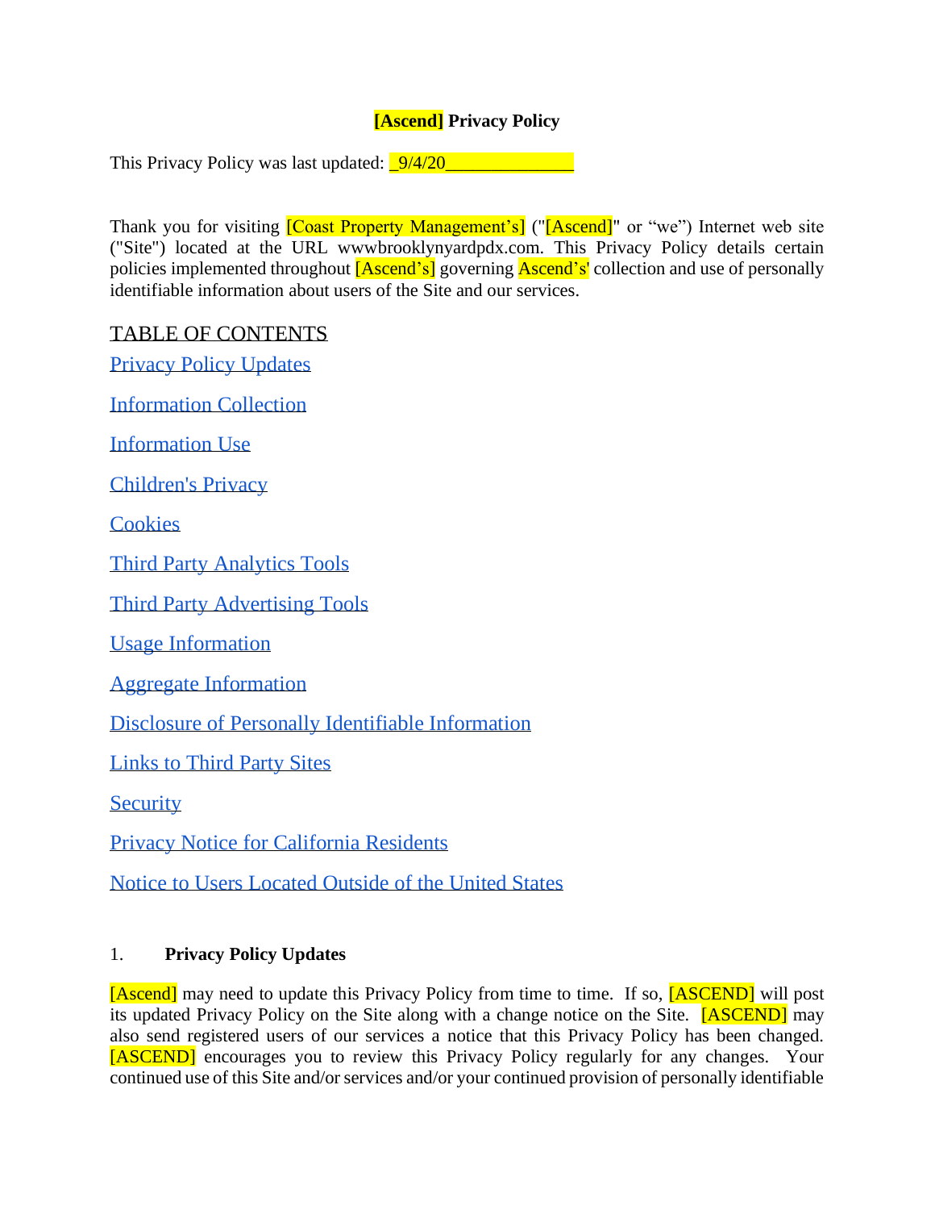# [Ascend] Privacy Policy

This Privacy Policy was last updated: _9/4/20_____________

Thank you for visiting [Coast Property Management's] ("[Ascend]" or "we") Internet web site ("Site") located at the URL wwwbrooklynyardpdx.com. This Privacy Policy details certain policies implemented throughout [Ascend's] governing Ascend's' collection and use of personally identifiable information about users of the Site and our services.

TABLE OF CONTENTS

Privacy Policy Updates

Information Collection

Information Use

Children's Privacy

Cookies

Third Party Analytics Tools

Third Party Advertising Tools

Usage Information

Aggregate Information

Disclosure of Personally Identifiable Information

Links to Third Party Sites

Security

Privacy Notice for California Residents

Notice to Users Located Outside of the United States

## 1. Privacy Policy Updates

[Ascend] may need to update this Privacy Policy from time to time. If so, [ASCEND] will post its updated Privacy Policy on the Site along with a change notice on the Site. [ASCEND] may also send registered users of our services a notice that this Privacy Policy has been changed. [ASCEND] encourages you to review this Privacy Policy regularly for any changes. Your continued use of this Site and/or services and/or your continued provision of personally identifiable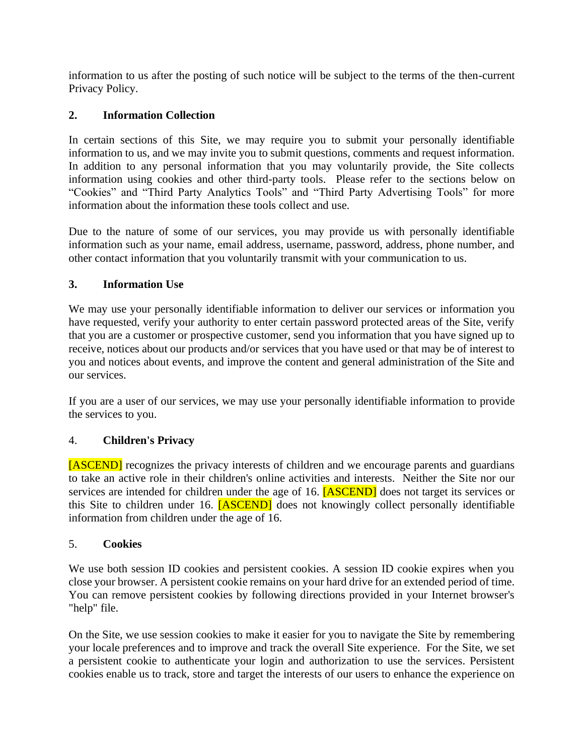information to us after the posting of such notice will be subject to the terms of the then-current Privacy Policy.

## 2. Information Collection

In certain sections of this Site, we may require you to submit your personally identifiable information to us, and we may invite you to submit questions, comments and request information. In addition to any personal information that you may voluntarily provide, the Site collects information using cookies and other third-party tools. Please refer to the sections below on "Cookies" and "Third Party Analytics Tools" and "Third Party Advertising Tools" for more information about the information these tools collect and use.

Due to the nature of some of our services, you may provide us with personally identifiable information such as your name, email address, username, password, address, phone number, and other contact information that you voluntarily transmit with your communication to us.

## 3. Information Use

We may use your personally identifiable information to deliver our services or information you have requested, verify your authority to enter certain password protected areas of the Site, verify that you are a customer or prospective customer, send you information that you have signed up to receive, notices about our products and/or services that you have used or that may be of interest to you and notices about events, and improve the content and general administration of the Site and our services.

If you are a user of our services, we may use your personally identifiable information to provide the services to you.

## 4. Children's Privacy

[ASCEND] recognizes the privacy interests of children and we encourage parents and guardians to take an active role in their children's online activities and interests. Neither the Site nor our services are intended for children under the age of 16. [ASCEND] does not target its services or this Site to children under 16. [ASCEND] does not knowingly collect personally identifiable information from children under the age of 16.

## 5. Cookies

We use both session ID cookies and persistent cookies. A session ID cookie expires when you close your browser. A persistent cookie remains on your hard drive for an extended period of time. You can remove persistent cookies by following directions provided in your Internet browser's "help" file.

On the Site, we use session cookies to make it easier for you to navigate the Site by remembering your locale preferences and to improve and track the overall Site experience. For the Site, we set a persistent cookie to authenticate your login and authorization to use the services. Persistent cookies enable us to track, store and target the interests of our users to enhance the experience on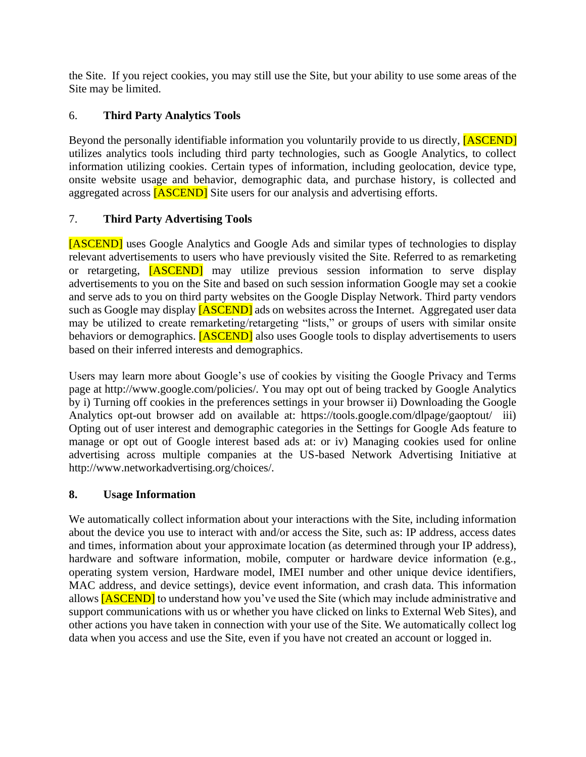the Site. If you reject cookies, you may still use the Site, but your ability to use some areas of the Site may be limited.

## 6. **Third Party Analytics Tools**

Beyond the personally identifiable information you voluntarily provide to us directly, [ASCEND] utilizes analytics tools including third party technologies, such as Google Analytics, to collect information utilizing cookies. Certain types of information, including geolocation, device type, onsite website usage and behavior, demographic data, and purchase history, is collected and aggregated across [ASCEND] Site users for our analysis and advertising efforts.

## 7. **Third Party Advertising Tools**

[ASCEND] uses Google Analytics and Google Ads and similar types of technologies to display relevant advertisements to users who have previously visited the Site. Referred to as remarketing or retargeting, [ASCEND] may utilize previous session information to serve display advertisements to you on the Site and based on such session information Google may set a cookie and serve ads to you on third party websites on the Google Display Network. Third party vendors such as Google may display [ASCEND] ads on websites across the Internet. Aggregated user data may be utilized to create remarketing/retargeting "lists," or groups of users with similar onsite behaviors or demographics. [ASCEND] also uses Google tools to display advertisements to users based on their inferred interests and demographics.

Users may learn more about Google's use of cookies by visiting the Google Privacy and Terms page at http://www.google.com/policies/. You may opt out of being tracked by Google Analytics by i) Turning off cookies in the preferences settings in your browser ii) Downloading the Google Analytics opt-out browser add on available at: https://tools.google.com/dlpage/gaoptout/ iii) Opting out of user interest and demographic categories in the Settings for Google Ads feature to manage or opt out of Google interest based ads at: or iv) Managing cookies used for online advertising across multiple companies at the US-based Network Advertising Initiative at http://www.networkadvertising.org/choices/.

## **8. Usage Information**

We automatically collect information about your interactions with the Site, including information about the device you use to interact with and/or access the Site, such as: IP address, access dates and times, information about your approximate location (as determined through your IP address), hardware and software information, mobile, computer or hardware device information (e.g., operating system version, Hardware model, IMEI number and other unique device identifiers, MAC address, and device settings), device event information, and crash data. This information allows [ASCEND] to understand how you've used the Site (which may include administrative and support communications with us or whether you have clicked on links to External Web Sites), and other actions you have taken in connection with your use of the Site. We automatically collect log data when you access and use the Site, even if you have not created an account or logged in.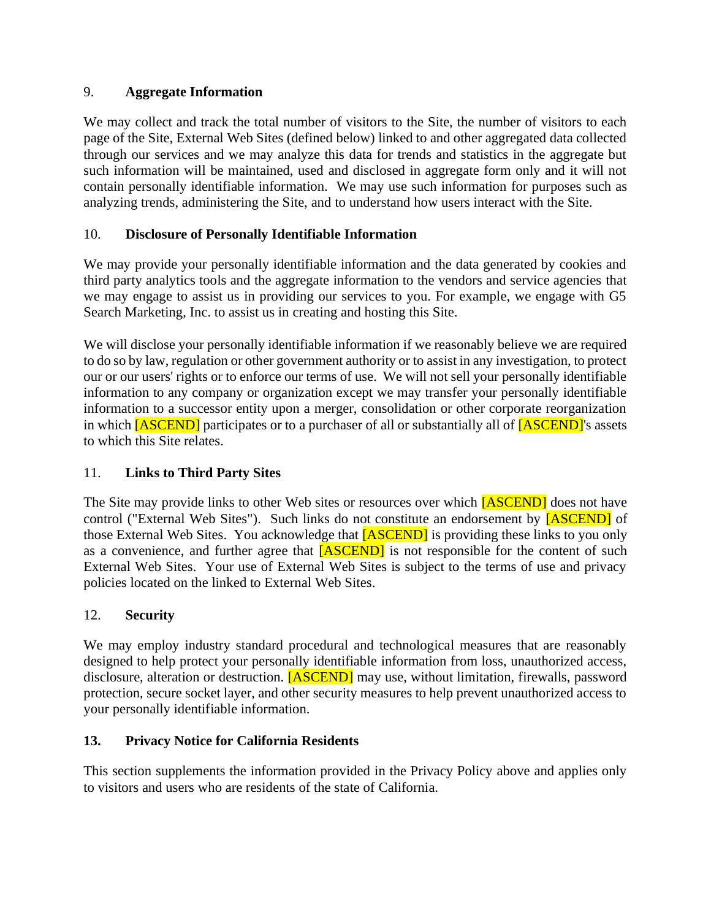9. **Aggregate Information**

We may collect and track the total number of visitors to the Site, the number of visitors to each page of the Site, External Web Sites (defined below) linked to and other aggregated data collected through our services and we may analyze this data for trends and statistics in the aggregate but such information will be maintained, used and disclosed in aggregate form only and it will not contain personally identifiable information. We may use such information for purposes such as analyzing trends, administering the Site, and to understand how users interact with the Site.

10. **Disclosure of Personally Identifiable Information**

We may provide your personally identifiable information and the data generated by cookies and third party analytics tools and the aggregate information to the vendors and service agencies that we may engage to assist us in providing our services to you. For example, we engage with G5 Search Marketing, Inc. to assist us in creating and hosting this Site.

We will disclose your personally identifiable information if we reasonably believe we are required to do so by law, regulation or other government authority or to assist in any investigation, to protect our or our users' rights or to enforce our terms of use. We will not sell your personally identifiable information to any company or organization except we may transfer your personally identifiable information to a successor entity upon a merger, consolidation or other corporate reorganization in which [ASCEND] participates or to a purchaser of all or substantially all of [ASCEND]'s assets to which this Site relates.

11. **Links to Third Party Sites**

The Site may provide links to other Web sites or resources over which [ASCEND] does not have control ("External Web Sites"). Such links do not constitute an endorsement by [ASCEND] of those External Web Sites. You acknowledge that [ASCEND] is providing these links to you only as a convenience, and further agree that [ASCEND] is not responsible for the content of such External Web Sites. Your use of External Web Sites is subject to the terms of use and privacy policies located on the linked to External Web Sites.

12. **Security**

We may employ industry standard procedural and technological measures that are reasonably designed to help protect your personally identifiable information from loss, unauthorized access, disclosure, alteration or destruction. [ASCEND] may use, without limitation, firewalls, password protection, secure socket layer, and other security measures to help prevent unauthorized access to your personally identifiable information.

**13. Privacy Notice for California Residents**

This section supplements the information provided in the Privacy Policy above and applies only to visitors and users who are residents of the state of California.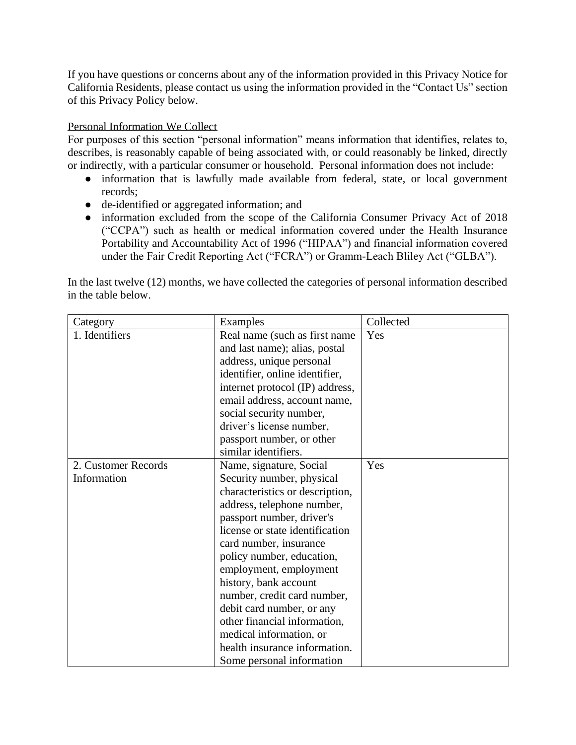If you have questions or concerns about any of the information provided in this Privacy Notice for California Residents, please contact us using the information provided in the "Contact Us" section of this Privacy Policy below.

Personal Information We Collect

For purposes of this section "personal information" means information that identifies, relates to, describes, is reasonably capable of being associated with, or could reasonably be linked, directly or indirectly, with a particular consumer or household. Personal information does not include:

- information that is lawfully made available from federal, state, or local government records;
- de-identified or aggregated information; and
- information excluded from the scope of the California Consumer Privacy Act of 2018 ("CCPA") such as health or medical information covered under the Health Insurance Portability and Accountability Act of 1996 ("HIPAA") and financial information covered under the Fair Credit Reporting Act ("FCRA") or Gramm-Leach Bliley Act ("GLBA").

In the last twelve (12) months, we have collected the categories of personal information described in the table below.

| Category | Examples | Collected |
|---|---|---|
| 1. Identifiers | Real name (such as first name and last name); alias, postal address, unique personal identifier, online identifier, internet protocol (IP) address, email address, account name, social security number, driver's license number, passport number, or other similar identifiers. | Yes |
| 2. Customer Records Information | Name, signature, Social Security number, physical characteristics or description, address, telephone number, passport number, driver's license or state identification card number, insurance policy number, education, employment, employment history, bank account number, credit card number, debit card number, or any other financial information, medical information, or health insurance information. Some personal information | Yes |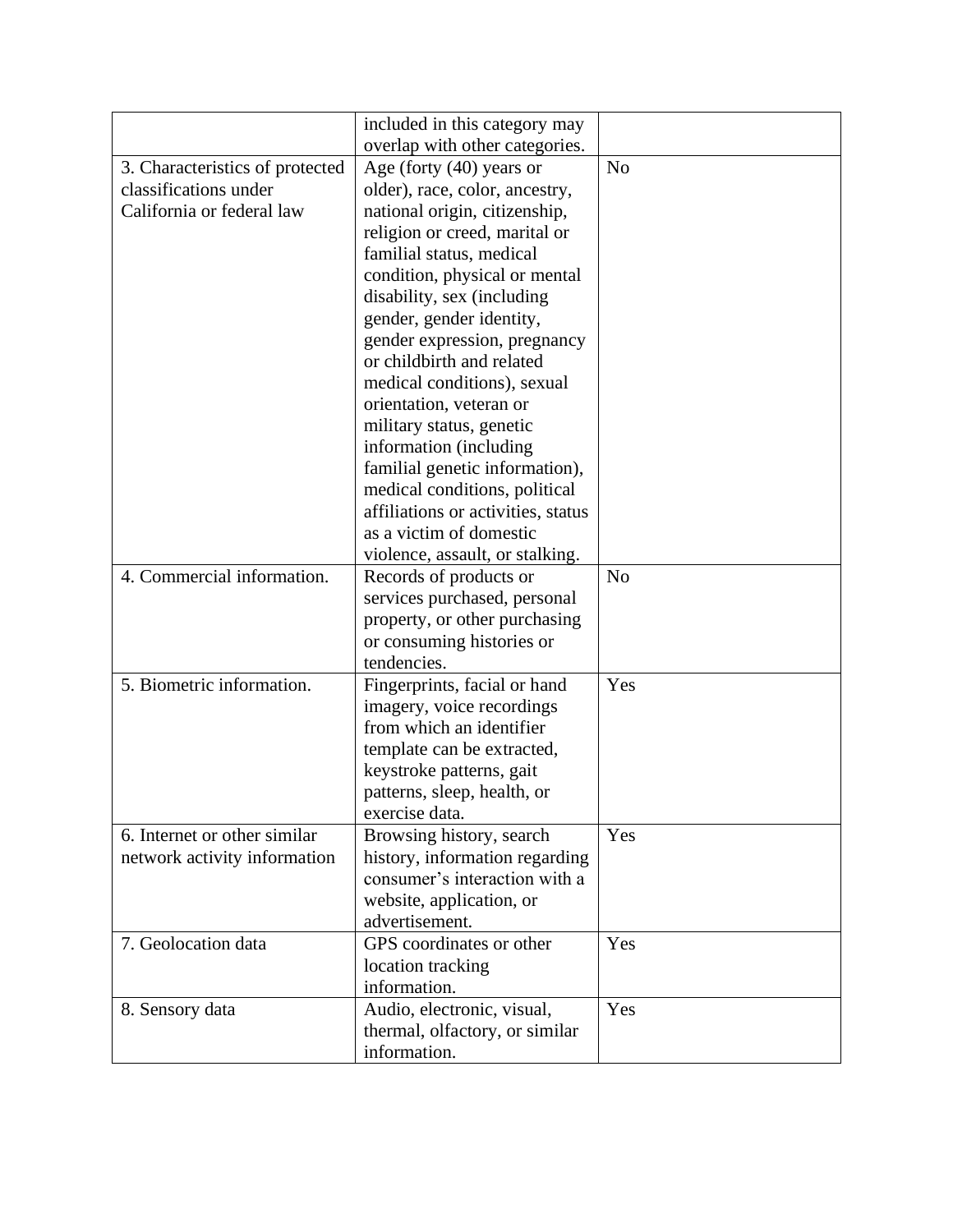| | | |
|---|---|---|
| | included in this category may overlap with other categories. | |
| 3. Characteristics of protected classifications under California or federal law | Age (forty (40) years or older), race, color, ancestry, national origin, citizenship, religion or creed, marital or familial status, medical condition, physical or mental disability, sex (including gender, gender identity, gender expression, pregnancy or childbirth and related medical conditions), sexual orientation, veteran or military status, genetic information (including familial genetic information), medical conditions, political affiliations or activities, status as a victim of domestic violence, assault, or stalking. | No |
| 4. Commercial information. | Records of products or services purchased, personal property, or other purchasing or consuming histories or tendencies. | No |
| 5. Biometric information. | Fingerprints, facial or hand imagery, voice recordings from which an identifier template can be extracted, keystroke patterns, gait patterns, sleep, health, or exercise data. | Yes |
| 6. Internet or other similar network activity information | Browsing history, search history, information regarding consumer's interaction with a website, application, or advertisement. | Yes |
| 7. Geolocation data | GPS coordinates or other location tracking information. | Yes |
| 8. Sensory data | Audio, electronic, visual, thermal, olfactory, or similar information. | Yes |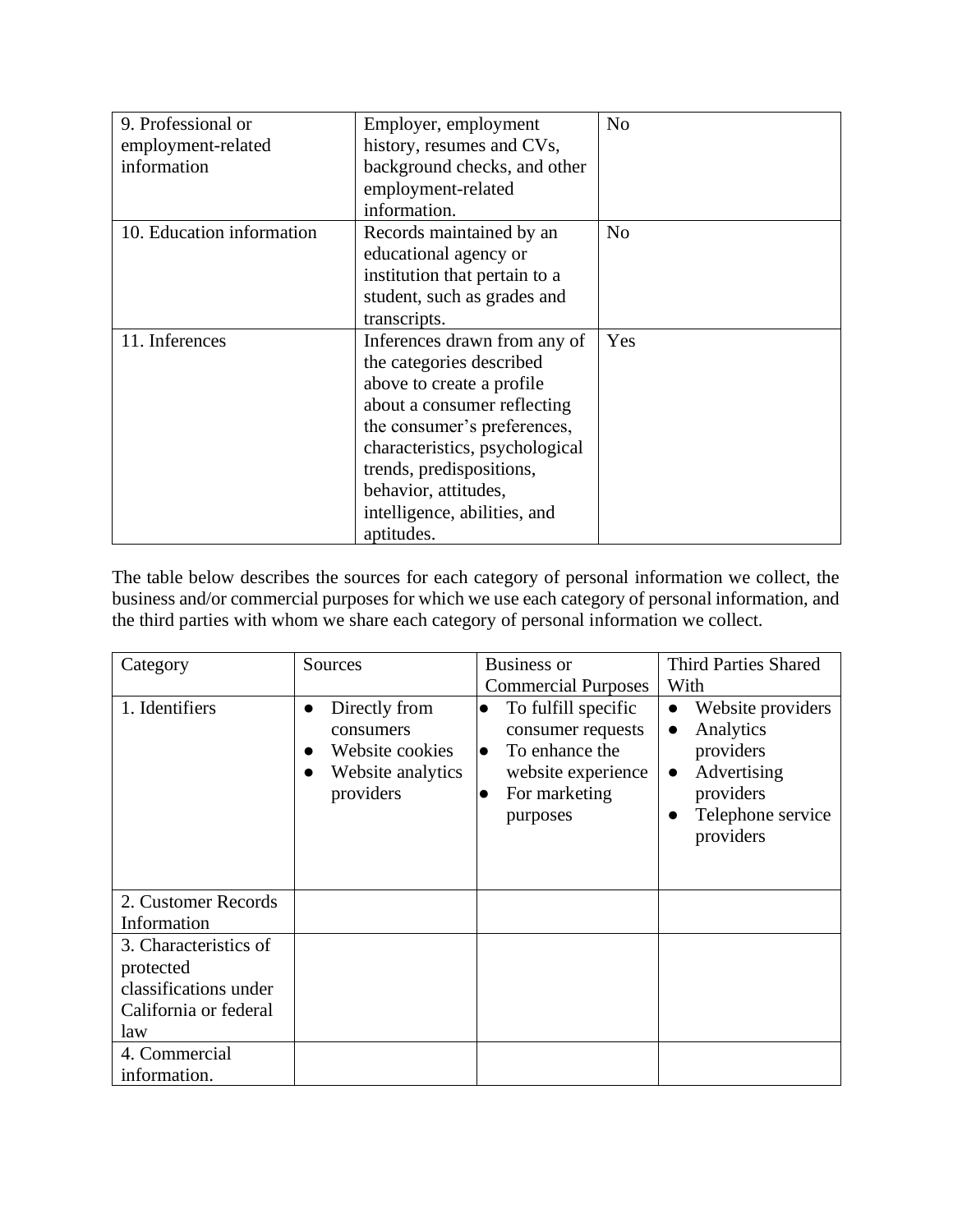| 9. Professional or employment-related information | Employer, employment history, resumes and CVs, background checks, and other employment-related information. | No |
|---|---|---|
| 10. Education information | Records maintained by an educational agency or institution that pertain to a student, such as grades and transcripts. | No |
| 11. Inferences | Inferences drawn from any of the categories described above to create a profile about a consumer reflecting the consumer's preferences, characteristics, psychological trends, predispositions, behavior, attitudes, intelligence, abilities, and aptitudes. | Yes |

The table below describes the sources for each category of personal information we collect, the business and/or commercial purposes for which we use each category of personal information, and the third parties with whom we share each category of personal information we collect.

| Category | Sources | Business or Commercial Purposes | Third Parties Shared With |
|---|---|---|---|
| 1. Identifiers | • Directly from consumers<br>• Website cookies<br>• Website analytics providers | • To fulfill specific consumer requests<br>• To enhance the website experience<br>• For marketing purposes | • Website providers<br>• Analytics providers<br>• Advertising providers<br>• Telephone service providers |
| 2. Customer Records Information | | | |
| 3. Characteristics of protected classifications under California or federal law | | | |
| 4. Commercial information. | | | |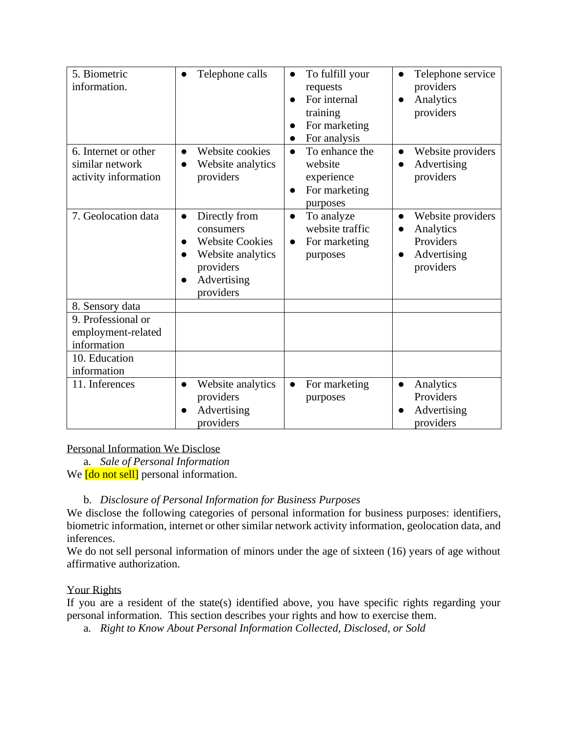| 5. Biometric information. | • Telephone calls | • To fulfill your requests<br>• For internal training<br>• For marketing<br>• For analysis | • Telephone service providers<br>• Analytics providers |
|---|---|---|---|
| 6. Internet or other similar network activity information | • Website cookies<br>• Website analytics providers | • To enhance the website experience<br>• For marketing purposes | • Website providers<br>• Advertising providers |
| 7. Geolocation data | • Directly from consumers<br>• Website Cookies<br>• Website analytics providers<br>• Advertising providers | • To analyze website traffic<br>• For marketing purposes | • Website providers<br>• Analytics Providers<br>• Advertising providers |
| 8. Sensory data | | | |
| 9. Professional or employment-related information | | | |
| 10. Education information | | | |
| 11. Inferences | • Website analytics providers<br>• Advertising providers | • For marketing purposes | • Analytics Providers<br>• Advertising providers |

Personal Information We Disclose

a. *Sale of Personal Information*

We [do not sell] personal information.

b. *Disclosure of Personal Information for Business Purposes*

We disclose the following categories of personal information for business purposes: identifiers, biometric information, internet or other similar network activity information, geolocation data, and inferences.

We do not sell personal information of minors under the age of sixteen (16) years of age without affirmative authorization.

Your Rights

If you are a resident of the state(s) identified above, you have specific rights regarding your personal information. This section describes your rights and how to exercise them.

a. *Right to Know About Personal Information Collected, Disclosed, or Sold*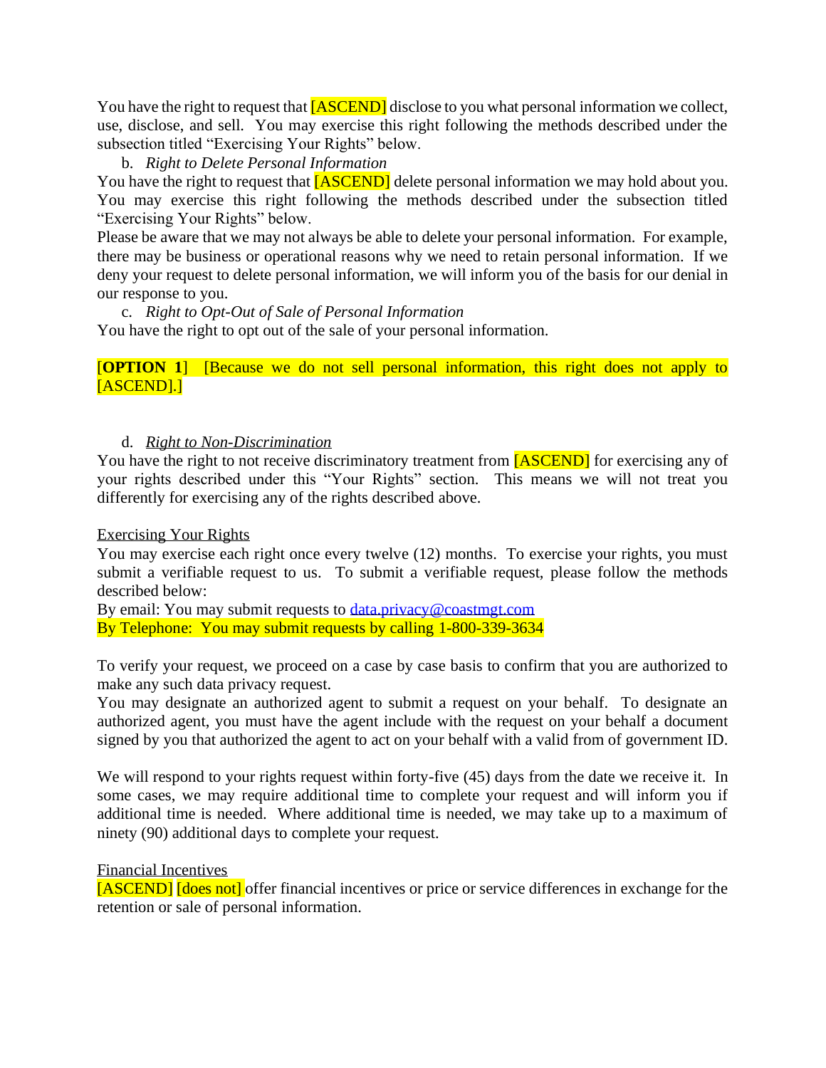You have the right to request that [ASCEND] disclose to you what personal information we collect, use, disclose, and sell. You may exercise this right following the methods described under the subsection titled "Exercising Your Rights" below.

b. *Right to Delete Personal Information*

You have the right to request that [ASCEND] delete personal information we may hold about you. You may exercise this right following the methods described under the subsection titled "Exercising Your Rights" below.

Please be aware that we may not always be able to delete your personal information. For example, there may be business or operational reasons why we need to retain personal information. If we deny your request to delete personal information, we will inform you of the basis for our denial in our response to you.

c. *Right to Opt-Out of Sale of Personal Information*

You have the right to opt out of the sale of your personal information.

[**OPTION 1**] [Because we do not sell personal information, this right does not apply to [ASCEND].]

d. *Right to Non-Discrimination*

You have the right to not receive discriminatory treatment from [ASCEND] for exercising any of your rights described under this "Your Rights" section. This means we will not treat you differently for exercising any of the rights described above.

Exercising Your Rights

You may exercise each right once every twelve (12) months. To exercise your rights, you must submit a verifiable request to us. To submit a verifiable request, please follow the methods described below:

By email: You may submit requests to data.privacy@coastmgt.com

By Telephone: You may submit requests by calling 1-800-339-3634

To verify your request, we proceed on a case by case basis to confirm that you are authorized to make any such data privacy request.

You may designate an authorized agent to submit a request on your behalf. To designate an authorized agent, you must have the agent include with the request on your behalf a document signed by you that authorized the agent to act on your behalf with a valid from of government ID.

We will respond to your rights request within forty-five (45) days from the date we receive it. In some cases, we may require additional time to complete your request and will inform you if additional time is needed. Where additional time is needed, we may take up to a maximum of ninety (90) additional days to complete your request.

Financial Incentives

[ASCEND] [does not] offer financial incentives or price or service differences in exchange for the retention or sale of personal information.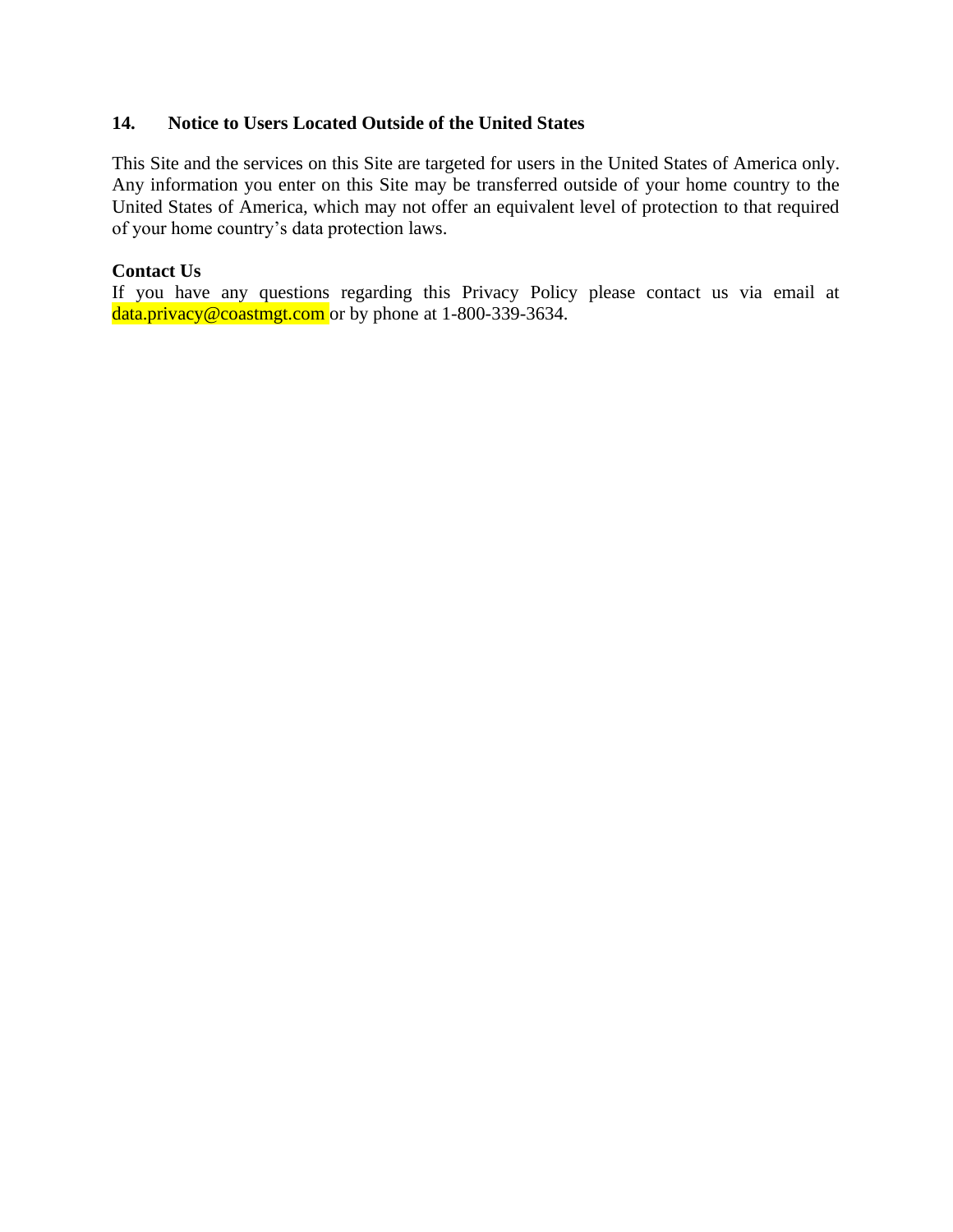## 14. Notice to Users Located Outside of the United States

This Site and the services on this Site are targeted for users in the United States of America only. Any information you enter on this Site may be transferred outside of your home country to the United States of America, which may not offer an equivalent level of protection to that required of your home country's data protection laws.

**Contact Us**

If you have any questions regarding this Privacy Policy please contact us via email at data.privacy@coastmgt.com or by phone at 1-800-339-3634.